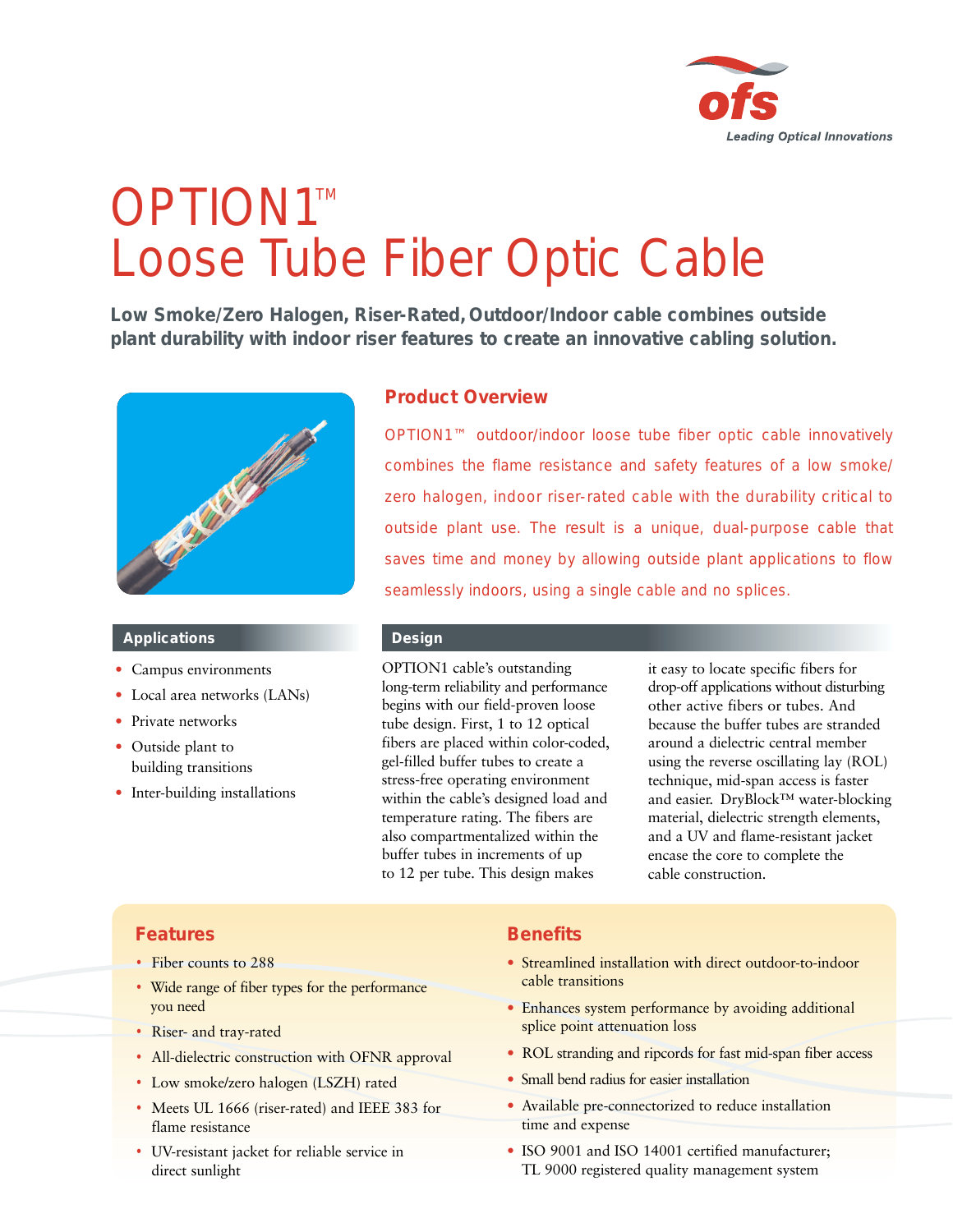ofs

Leading Optical Innovations

# OPTION1™ Loose Tube Fiber Optic Cable

**Low Smoke/Zero Halogen, Riser-Rated, Outdoor/Indoor cable combines outside plant durability with indoor riser features to create an innovative cabling solution.**

## Product Overview

OPTION1™ outdoor/indoor loose tube fiber optic cable innovatively combines the flame resistance and safety features of a low smoke/ zero halogen, indoor riser-rated cable with the durability critical to outside plant use. The result is a unique, dual-purpose cable that saves time and money by allowing outside plant applications to flow seamlessly indoors, using a single cable and no splices.

## Applications

- Campus environments
- Local area networks (LANs)
- Private networks
- Outside plant to building transitions
- Inter-building installations

## Design

OPTION1 cable's outstanding long-term reliability and performance begins with our field-proven loose tube design. First, 1 to 12 optical fibers are placed within color-coded, gel-filled buffer tubes to create a stress-free operating environment within the cable's designed load and temperature rating. The fibers are also compartmentalized within the buffer tubes in increments of up to 12 per tube. This design makes it easy to locate specific fibers for drop-off applications without disturbing other active fibers or tubes. And because the buffer tubes are stranded around a dielectric central member using the reverse oscillating lay (ROL) technique, mid-span access is faster and easier. DryBlock™ water-blocking material, dielectric strength elements, and a UV and flame-resistant jacket encase the core to complete the cable construction.

## Features

- Fiber counts to 288
- Wide range of fiber types for the performance you need
- Riser- and tray-rated
- All-dielectric construction with OFNR approval
- Low smoke/zero halogen (LSZH) rated
- Meets UL 1666 (riser-rated) and IEEE 383 for flame resistance
- UV-resistant jacket for reliable service in direct sunlight

## Benefits

- Streamlined installation with direct outdoor-to-indoor cable transitions
- Enhances system performance by avoiding additional splice point attenuation loss
- ROL stranding and ripcords for fast mid-span fiber access
- Small bend radius for easier installation
- Available pre-connectorized to reduce installation time and expense
- ISO 9001 and ISO 14001 certified manufacturer; TL 9000 registered quality management system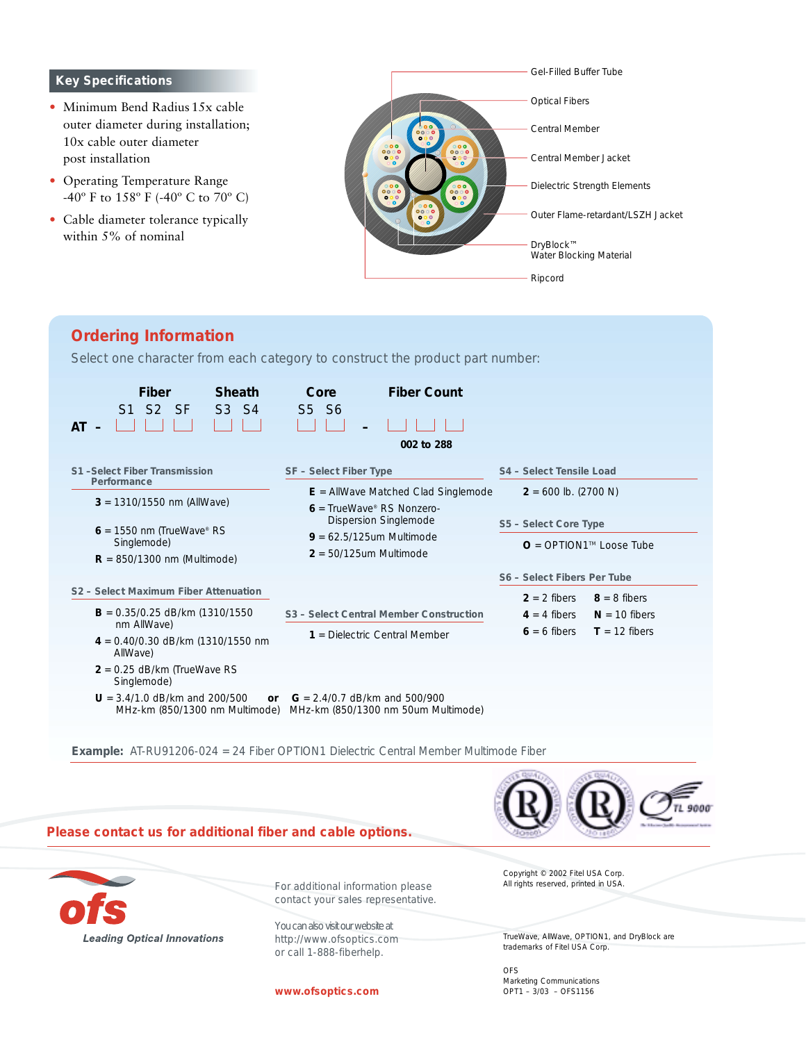## Key Specifications

- Minimum Bend Radius 15x cable outer diameter during installation; 10x cable outer diameter post installation
- Operating Temperature Range -40º F to 158º F (-40º C to 70º C)
- Cable diameter tolerance typically within 5% of nominal

Gel-Filled Buffer Tube

Optical Fibers

Central Member

Central Member Jacket

Dielectric Strength Elements

Outer Flame-retardant/LSZH Jacket

DryBlock™ Water Blocking Material

Ripcord

## Ordering Information

Select one character from each category to construct the product part number:

| | Fiber | | | Sheath | | Core | | | Fiber Count |
|---|---|---|---|---|---|---|---|---|---|
| | S1 | S2 | SF | S3 | S4 | S5 | S6 | | |
| AT - | ☐ | ☐ | ☐ | ☐ | ☐ | ☐ | ☐ | - | ☐☐☐ 002 to 288 |

**S1 - Select Fiber Transmission Performance**

- **3** = 1310/1550 nm (AllWave)
- **6** = 1550 nm (TrueWave® RS Singlemode)
- **R** = 850/1300 nm (Multimode)

**S2 - Select Maximum Fiber Attenuation**

- **B** = 0.35/0.25 dB/km (1310/1550 nm AllWave)
- **4** = 0.40/0.30 dB/km (1310/1550 nm AllWave)
- **2** = 0.25 dB/km (TrueWave RS Singlemode)
- **U** = 3.4/1.0 dB/km and 200/500 MHz-km (850/1300 nm Multimode) **or** **G** = 2.4/0.7 dB/km and 500/900 MHz-km (850/1300 nm 50um Multimode)

**SF - Select Fiber Type**

- **E** = AllWave Matched Clad Singlemode
- **6** = TrueWave® RS Nonzero-Dispersion Singlemode
- **9** = 62.5/125um Multimode
- **2** = 50/125um Multimode

**S3 - Select Central Member Construction**

- **1** = Dielectric Central Member

**S4 - Select Tensile Load**

- **2** = 600 lb. (2700 N)

**S5 - Select Core Type**

- **O** = OPTION1™ Loose Tube

**S6 - Select Fibers Per Tube**

- **2** = 2 fibers
- **4** = 4 fibers
- **6** = 6 fibers
- **8** = 8 fibers
- **N** = 10 fibers
- **T** = 12 fibers

**Example:** AT-RU91206-024 = 24 Fiber OPTION1 Dielectric Central Member Multimode Fiber

**Please contact us for additional fiber and cable options.**

ofs
*Leading Optical Innovations*

For additional information please contact your sales representative.

You can also visit our website at http://www.ofsoptics.com or call 1-888-fiberhelp.

**www.ofsoptics.com**

Copyright © 2002 Fitel USA Corp.
All rights reserved, printed in USA.

TrueWave, AllWave, OPTION1, and DryBlock are trademarks of Fitel USA Corp.

OFS
Marketing Communications
OPT1 - 3/03 - OFS1156